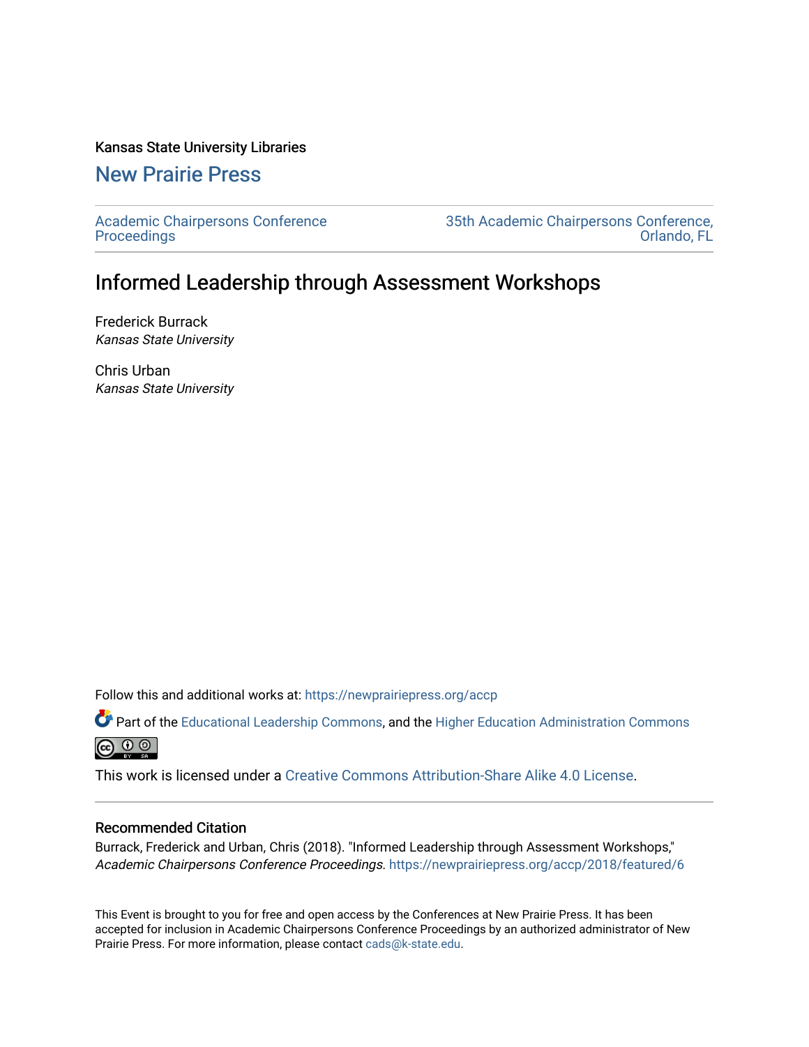Kansas State University Libraries

## New Prairie Press

Academic Chairpersons Conference Proceedings

35th Academic Chairpersons Conference, Orlando, FL

# Informed Leadership through Assessment Workshops

Frederick Burrack
*Kansas State University*

Chris Urban
*Kansas State University*

Follow this and additional works at: https://newprairiepress.org/accp

Part of the Educational Leadership Commons, and the Higher Education Administration Commons

This work is licensed under a Creative Commons Attribution-Share Alike 4.0 License.

### Recommended Citation

Burrack, Frederick and Urban, Chris (2018). "Informed Leadership through Assessment Workshops," *Academic Chairpersons Conference Proceedings*. https://newprairiepress.org/accp/2018/featured/6

This Event is brought to you for free and open access by the Conferences at New Prairie Press. It has been accepted for inclusion in Academic Chairpersons Conference Proceedings by an authorized administrator of New Prairie Press. For more information, please contact cads@k-state.edu.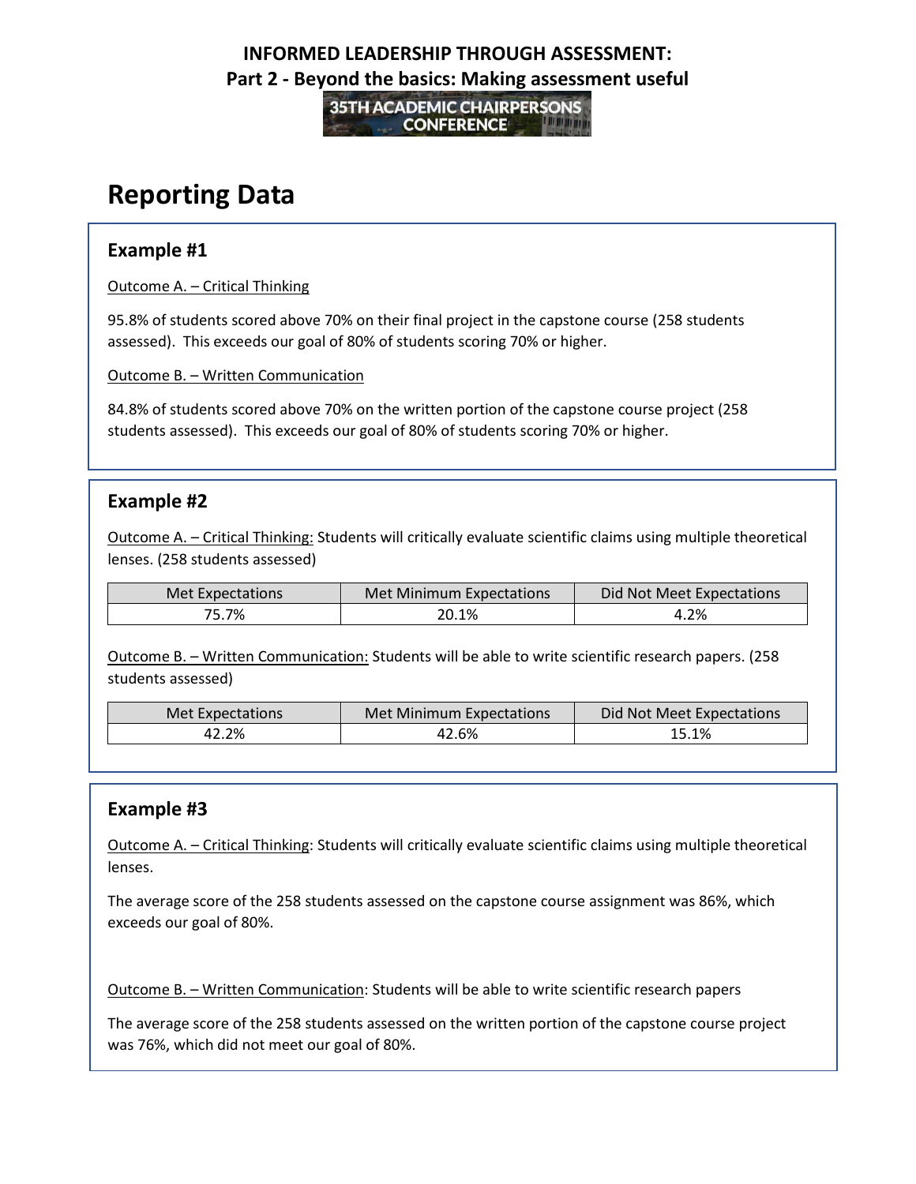# Reporting Data

## Example #1

Outcome A. – Critical Thinking

95.8% of students scored above 70% on their final project in the capstone course (258 students assessed). This exceeds our goal of 80% of students scoring 70% or higher.

Outcome B. – Written Communication

84.8% of students scored above 70% on the written portion of the capstone course project (258 students assessed). This exceeds our goal of 80% of students scoring 70% or higher.

## Example #2

Outcome A. – Critical Thinking: Students will critically evaluate scientific claims using multiple theoretical lenses. (258 students assessed)

| Met Expectations | Met Minimum Expectations | Did Not Meet Expectations |
|---|---|---|
| 75.7% | 20.1% | 4.2% |

Outcome B. – Written Communication: Students will be able to write scientific research papers. (258 students assessed)

| Met Expectations | Met Minimum Expectations | Did Not Meet Expectations |
|---|---|---|
| 42.2% | 42.6% | 15.1% |

## Example #3

Outcome A. – Critical Thinking: Students will critically evaluate scientific claims using multiple theoretical lenses.

The average score of the 258 students assessed on the capstone course assignment was 86%, which exceeds our goal of 80%.

Outcome B. – Written Communication: Students will be able to write scientific research papers

The average score of the 258 students assessed on the written portion of the capstone course project was 76%, which did not meet our goal of 80%.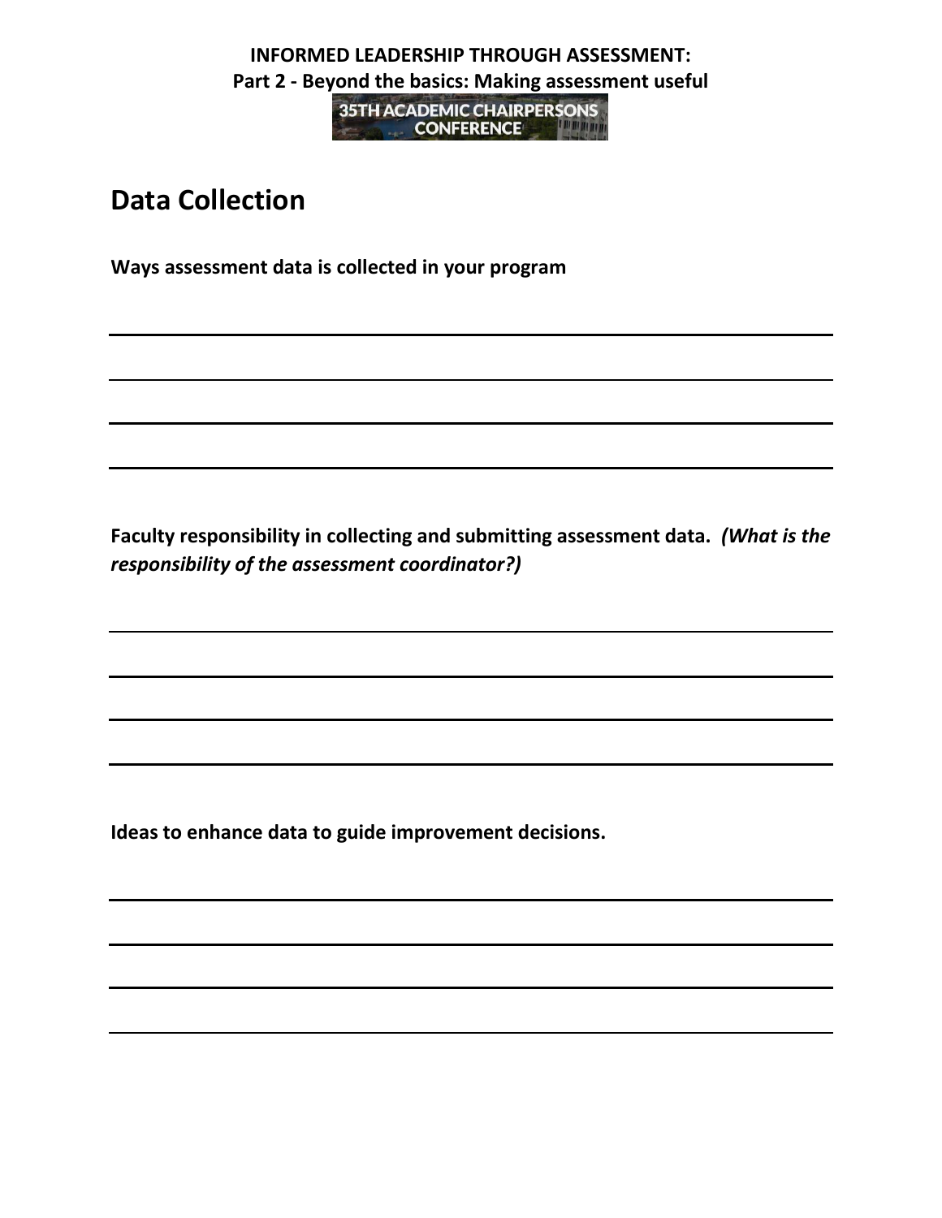**INFORMED LEADERSHIP THROUGH ASSESSMENT:**
**Part 2 - Beyond the basics: Making assessment useful**

35TH ACADEMIC CHAIRPERSONS CONFERENCE

# Data Collection

**Ways assessment data is collected in your program**

**Faculty responsibility in collecting and submitting assessment data.** ***(What is the responsibility of the assessment coordinator?)***

**Ideas to enhance data to guide improvement decisions.**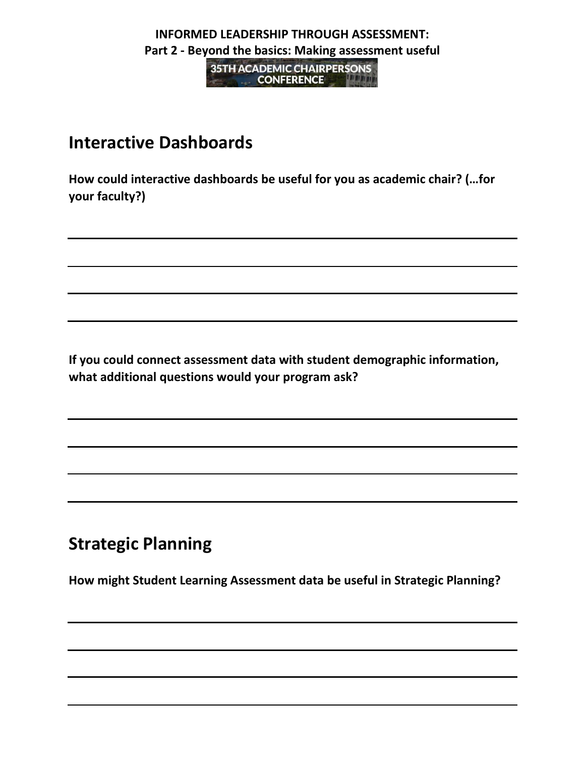**INFORMED LEADERSHIP THROUGH ASSESSMENT:**
**Part 2 - Beyond the basics: Making assessment useful**

35TH ACADEMIC CHAIRPERSONS CONFERENCE

## Interactive Dashboards

**How could interactive dashboards be useful for you as academic chair? (…for your faculty?)**

**If you could connect assessment data with student demographic information, what additional questions would your program ask?**

## Strategic Planning

**How might Student Learning Assessment data be useful in Strategic Planning?**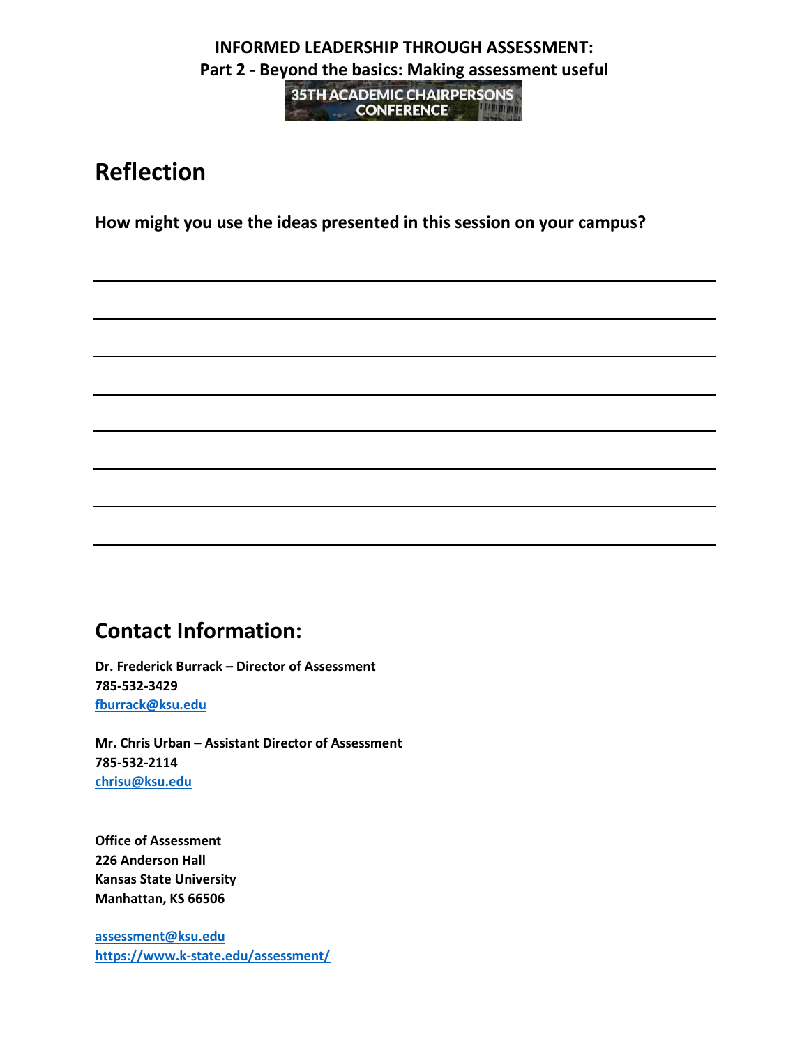**INFORMED LEADERSHIP THROUGH ASSESSMENT:**
**Part 2 - Beyond the basics: Making assessment useful**

35TH ACADEMIC CHAIRPERSONS CONFERENCE

## Reflection

**How might you use the ideas presented in this session on your campus?**

## Contact Information:

**Dr. Frederick Burrack – Director of Assessment**
**785-532-3429**
**fburrack@ksu.edu**

**Mr. Chris Urban – Assistant Director of Assessment**
**785-532-2114**
**chrisu@ksu.edu**

**Office of Assessment**
**226 Anderson Hall**
**Kansas State University**
**Manhattan, KS 66506**

**assessment@ksu.edu**
**https://www.k-state.edu/assessment/**